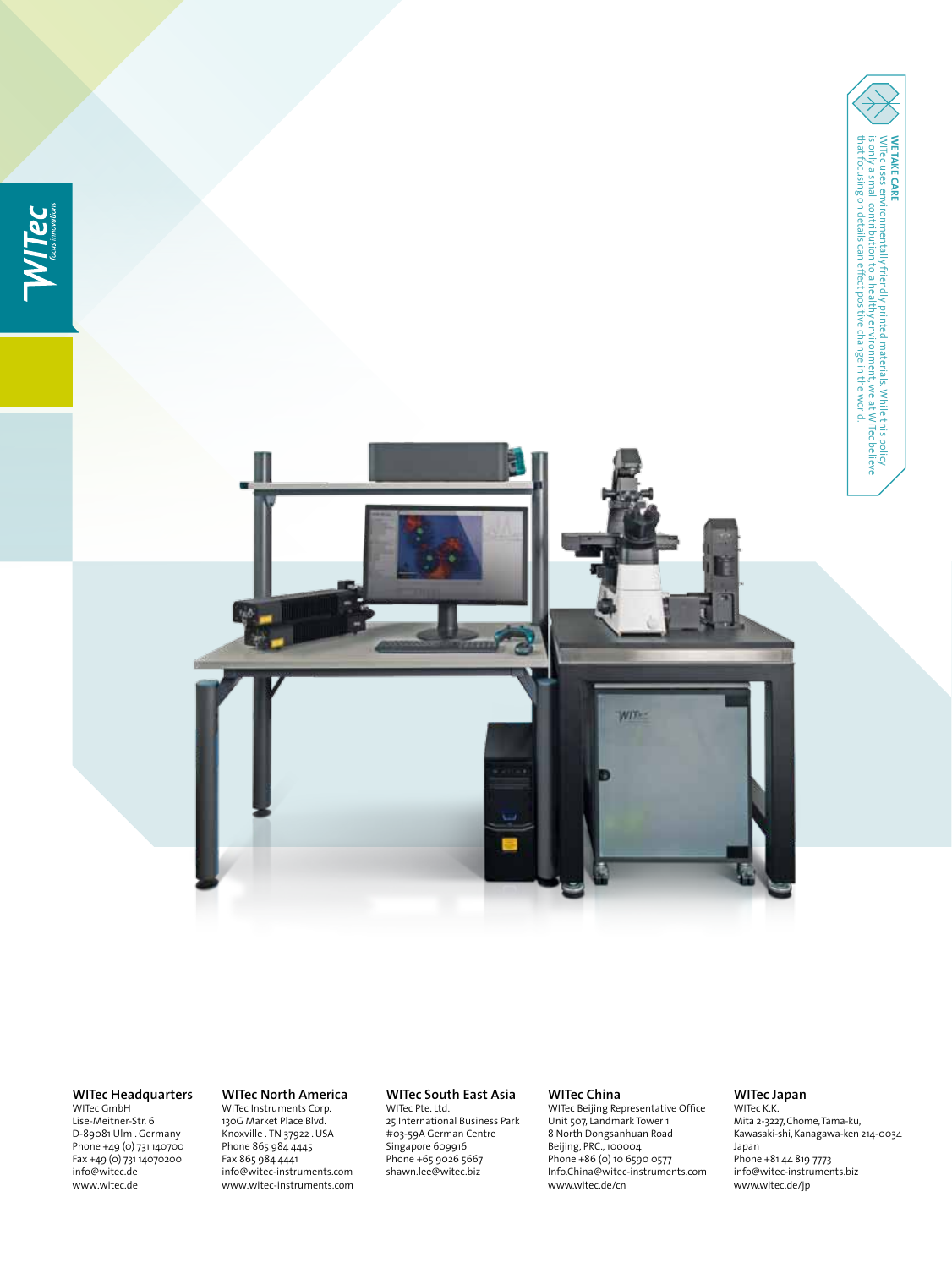WITec
*focus innovations*

**WE TAKE CARE**
WITec uses environmentally friendly printed materials. While this policy is only a small contribution to a healthy environment, we at WITec believe that focusing on details can effect positive change in the world.

**WITec Headquarters**
WITec GmbH
Lise-Meitner-Str. 6
D-89081 Ulm . Germany
Phone +49 (0) 731 140700
Fax +49 (0) 731 14070200
info@witec.de
www.witec.de

**WITec North America**
WITec Instruments Corp.
130G Market Place Blvd.
Knoxville . TN 37922 . USA
Phone 865 984 4445
Fax 865 984 4441
info@witec-instruments.com
www.witec-instruments.com

**WITec South East Asia**
WITec Pte. Ltd.
25 International Business Park
#03-59A German Centre
Singapore 609916
Phone +65 9026 5667
shawn.lee@witec.biz

**WITec China**
WITec Beijing Representative Office
Unit 507, Landmark Tower 1
8 North Dongsanhuan Road
Beijing, PRC., 100004
Phone +86 (0) 10 6590 0577
Info.China@witec-instruments.com
www.witec.de/cn

**WITec Japan**
WITec K.K.
Mita 2-3227, Chome, Tama-ku,
Kawasaki-shi, Kanagawa-ken 214-0034
Japan
Phone +81 44 819 7773
info@witec-instruments.biz
www.witec.de/jp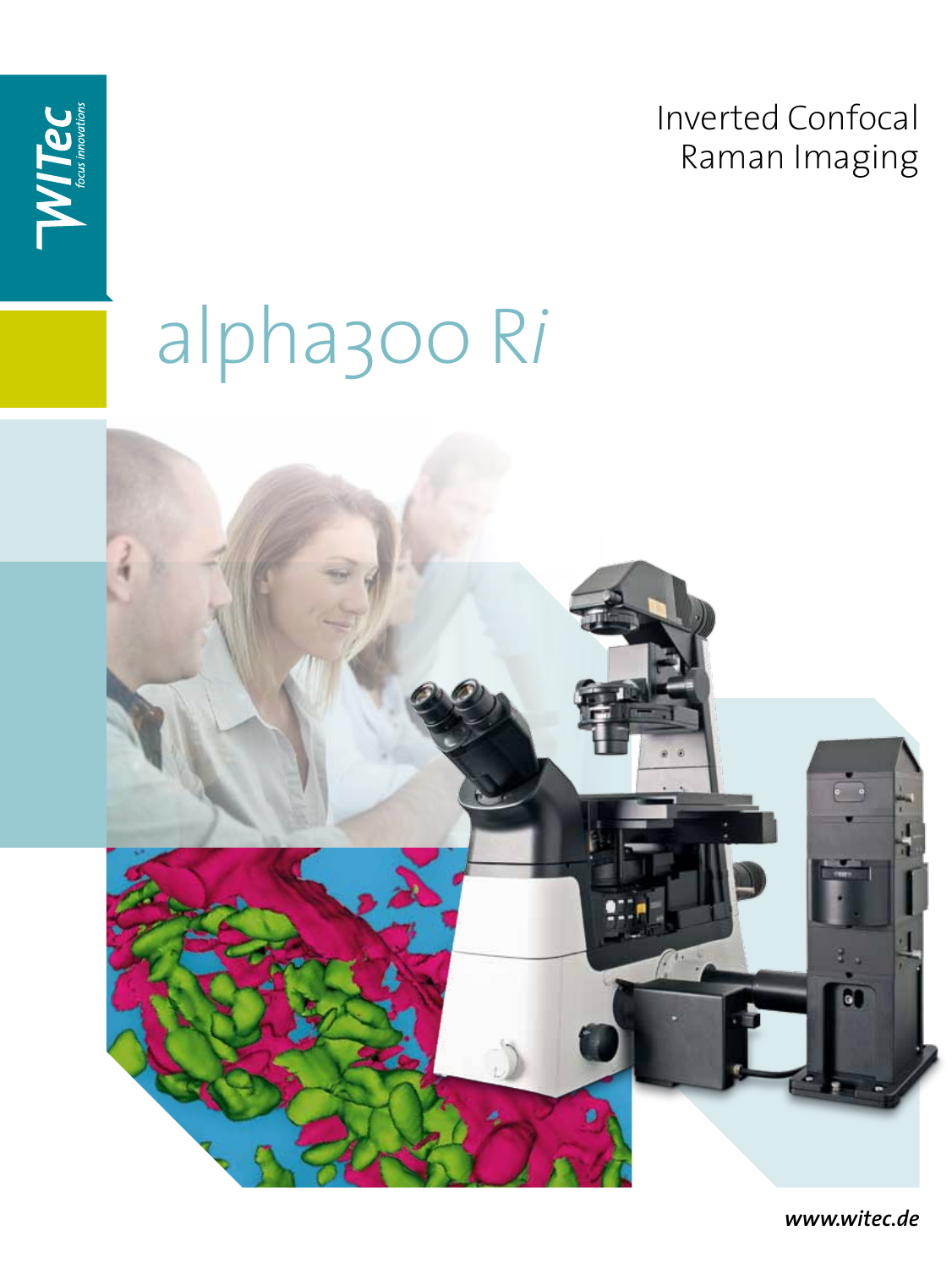WITec *focus innovations*

Inverted Confocal Raman Imaging

# alpha300 R*i*

***www.witec.de***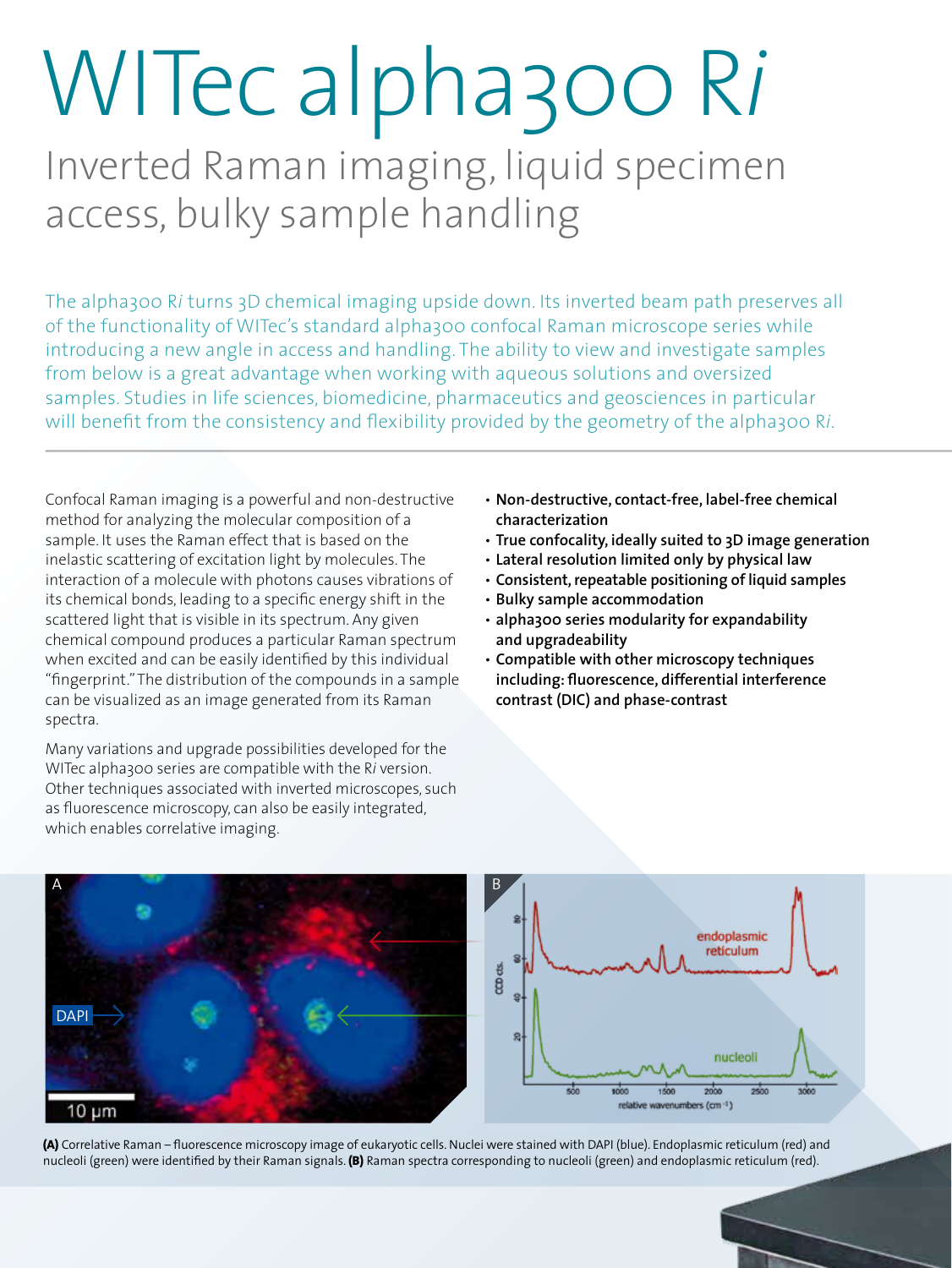# WITec alpha300 R*i*

## Inverted Raman imaging, liquid specimen access, bulky sample handling

The alpha300 R*i* turns 3D chemical imaging upside down. Its inverted beam path preserves all of the functionality of WITec's standard alpha300 confocal Raman microscope series while introducing a new angle in access and handling. The ability to view and investigate samples from below is a great advantage when working with aqueous solutions and oversized samples. Studies in life sciences, biomedicine, pharmaceutics and geosciences in particular will benefit from the consistency and flexibility provided by the geometry of the alpha300 R*i*.

Confocal Raman imaging is a powerful and non-destructive method for analyzing the molecular composition of a sample. It uses the Raman effect that is based on the inelastic scattering of excitation light by molecules. The interaction of a molecule with photons causes vibrations of its chemical bonds, leading to a specific energy shift in the scattered light that is visible in its spectrum. Any given chemical compound produces a particular Raman spectrum when excited and can be easily identified by this individual "fingerprint." The distribution of the compounds in a sample can be visualized as an image generated from its Raman spectra.

Many variations and upgrade possibilities developed for the WITec alpha300 series are compatible with the R*i* version. Other techniques associated with inverted microscopes, such as fluorescence microscopy, can also be easily integrated, which enables correlative imaging.

- **Non-destructive, contact-free, label-free chemical characterization**
- **True confocality, ideally suited to 3D image generation**
- **Lateral resolution limited only by physical law**
- **Consistent, repeatable positioning of liquid samples**
- **Bulky sample accommodation**
- **alpha300 series modularity for expandability and upgradeability**
- **Compatible with other microscopy techniques including: fluorescence, differential interference contrast (DIC) and phase-contrast**

**(A)** Correlative Raman – fluorescence microscopy image of eukaryotic cells. Nuclei were stained with DAPI (blue). Endoplasmic reticulum (red) and nucleoli (green) were identified by their Raman signals. **(B)** Raman spectra corresponding to nucleoli (green) and endoplasmic reticulum (red).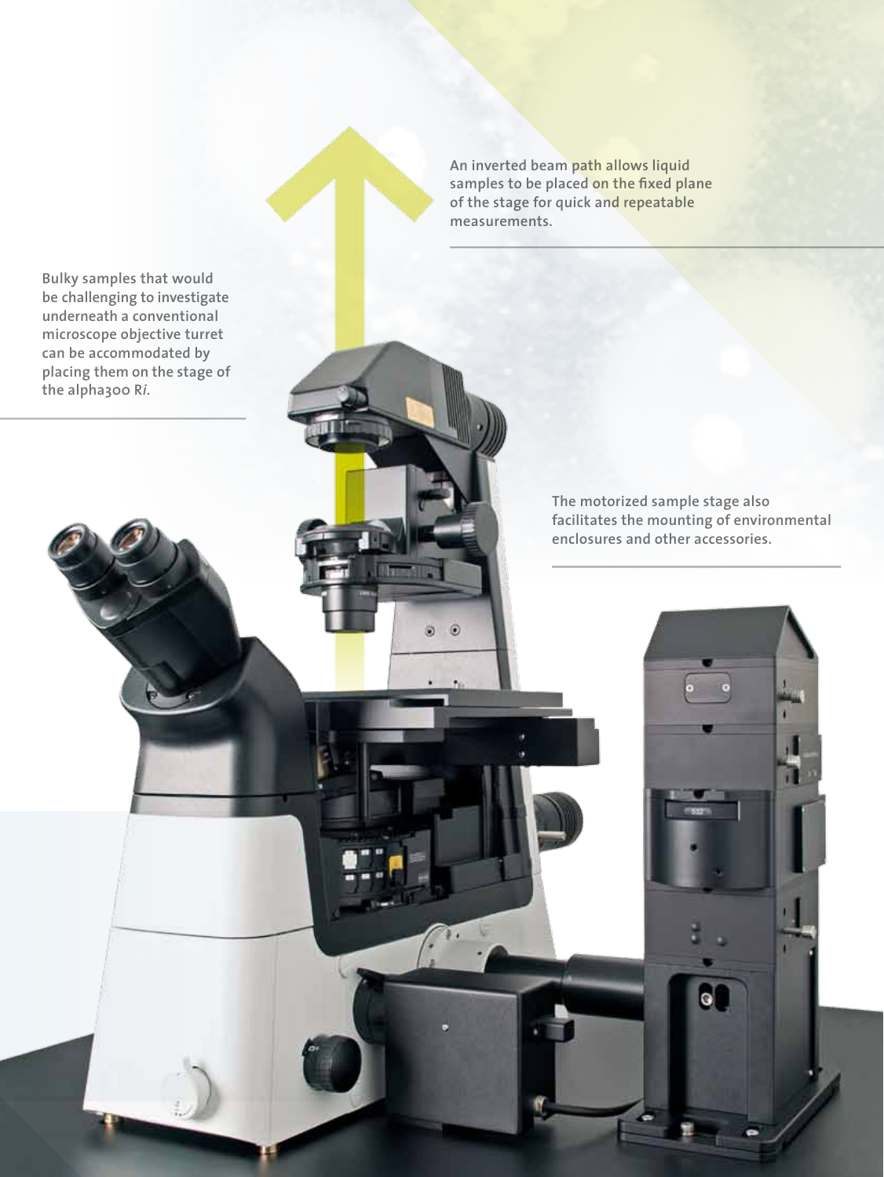An inverted beam path allows liquid samples to be placed on the fixed plane of the stage for quick and repeatable measurements.

Bulky samples that would be challenging to investigate underneath a conventional microscope objective turret can be accommodated by placing them on the stage of the alpha300 R*i*.

The motorized sample stage also facilitates the mounting of environmental enclosures and other accessories.